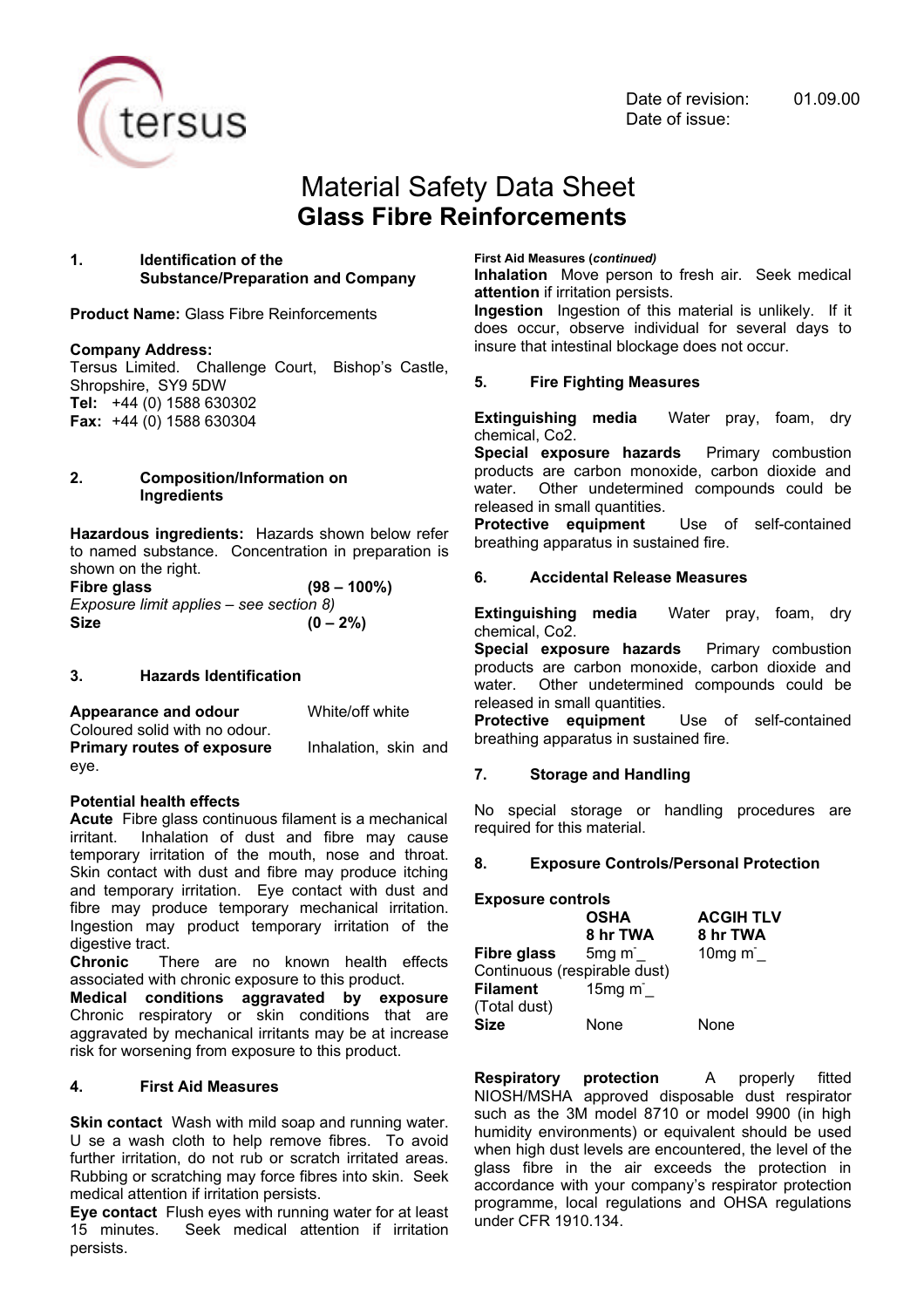Date of revision: 01.09.00
Date of issue:

# Material Safety Data Sheet
# Glass Fibre Reinforcements

## 1. Identification of the Substance/Preparation and Company

**Product Name:** Glass Fibre Reinforcements

**Company Address:**
Tersus Limited. Challenge Court, Bishop's Castle, Shropshire, SY9 5DW
**Tel:** +44 (0) 1588 630302
**Fax:** +44 (0) 1588 630304

## 2. Composition/Information on Ingredients

**Hazardous ingredients:** Hazards shown below refer to named substance. Concentration in preparation is shown on the right.

| | |
|---|---|
| **Fibre glass** | **(98 – 100%)** |
| *Exposure limit applies – see section 8)* | |
| **Size** | **(0 – 2%)** |

## 3. Hazards Identification

**Appearance and odour** White/off white Coloured solid with no odour.
**Primary routes of exposure** Inhalation, skin and eye.

**Potential health effects**
**Acute** Fibre glass continuous filament is a mechanical irritant. Inhalation of dust and fibre may cause temporary irritation of the mouth, nose and throat. Skin contact with dust and fibre may produce itching and temporary irritation. Eye contact with dust and fibre may produce temporary mechanical irritation. Ingestion may product temporary irritation of the digestive tract.
**Chronic** There are no known health effects associated with chronic exposure to this product.
**Medical conditions aggravated by exposure** Chronic respiratory or skin conditions that are aggravated by mechanical irritants may be at increase risk for worsening from exposure to this product.

## 4. First Aid Measures

**Skin contact** Wash with mild soap and running water. U se a wash cloth to help remove fibres. To avoid further irritation, do not rub or scratch irritated areas. Rubbing or scratching may force fibres into skin. Seek medical attention if irritation persists.
**Eye contact** Flush eyes with running water for at least 15 minutes. Seek medical attention if irritation persists.

**First Aid Measures (*continued*)**
**Inhalation** Move person to fresh air. Seek medical **attention** if irritation persists.
**Ingestion** Ingestion of this material is unlikely. If it does occur, observe individual for several days to insure that intestinal blockage does not occur.

## 5. Fire Fighting Measures

**Extinguishing media** Water pray, foam, dry chemical, Co2.
**Special exposure hazards** Primary combustion products are carbon monoxide, carbon dioxide and water. Other undetermined compounds could be released in small quantities.
**Protective equipment** Use of self-contained breathing apparatus in sustained fire.

## 6. Accidental Release Measures

**Extinguishing media** Water pray, foam, dry chemical, Co2.
**Special exposure hazards** Primary combustion products are carbon monoxide, carbon dioxide and water. Other undetermined compounds could be released in small quantities.
**Protective equipment** Use of self-contained breathing apparatus in sustained fire.

## 7. Storage and Handling

No special storage or handling procedures are required for this material.

## 8. Exposure Controls/Personal Protection

**Exposure controls**

| | **OSHA 8 hr TWA** | **ACGIH TLV 8 hr TWA** |
|---|---|---|
| **Fibre glass** Continuous (respirable dust) | 5mg m¯_ | 10mg m¯_ |
| **Filament** (Total dust) | 15mg m¯_ | |
| **Size** | None | None |

**Respiratory protection** A properly fitted NIOSH/MSHA approved disposable dust respirator such as the 3M model 8710 or model 9900 (in high humidity environments) or equivalent should be used when high dust levels are encountered, the level of the glass fibre in the air exceeds the protection in accordance with your company's respirator protection programme, local regulations and OHSA regulations under CFR 1910.134.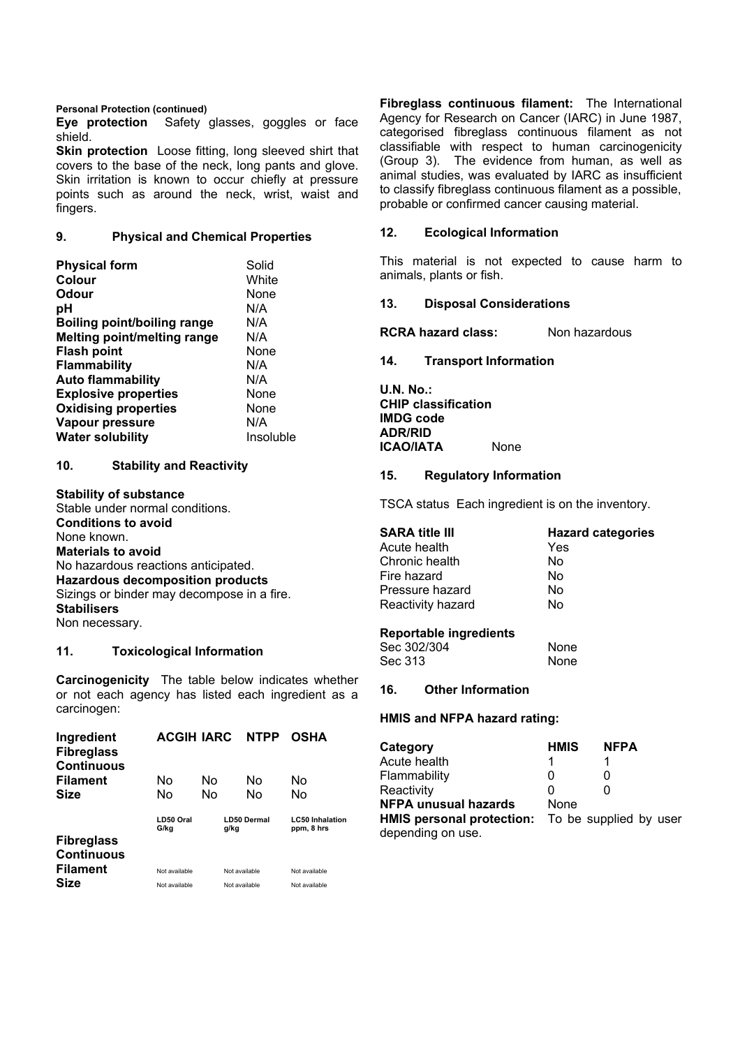**Personal Protection (continued)**

**Eye protection** Safety glasses, goggles or face shield.

**Skin protection** Loose fitting, long sleeved shirt that covers to the base of the neck, long pants and glove. Skin irritation is known to occur chiefly at pressure points such as around the neck, wrist, waist and fingers.

## 9. Physical and Chemical Properties

| | |
|---|---|
| **Physical form** | Solid |
| **Colour** | White |
| **Odour** | None |
| **pH** | N/A |
| **Boiling point/boiling range** | N/A |
| **Melting point/melting range** | N/A |
| **Flash point** | None |
| **Flammability** | N/A |
| **Auto flammability** | N/A |
| **Explosive properties** | None |
| **Oxidising properties** | None |
| **Vapour pressure** | N/A |
| **Water solubility** | Insoluble |

## 10. Stability and Reactivity

**Stability of substance**
Stable under normal conditions.
**Conditions to avoid**
None known.
**Materials to avoid**
No hazardous reactions anticipated.
**Hazardous decomposition products**
Sizings or binder may decompose in a fire.
**Stabilisers**
Non necessary.

## 11. Toxicological Information

**Carcinogenicity** The table below indicates whether or not each ingredient as a carcinogen:

| Ingredient | ACGIH | IARC | NTPP | OSHA |
|---|---|---|---|---|
| **Fibreglass Continuous Filament** | No | No | No | No |
| **Size** | No | No | No | No |

| | LD50 Oral G/kg | LD50 Dermal g/kg | LC50 Inhalation ppm, 8 hrs |
|---|---|---|---|
| **Fibreglass Continuous Filament** | Not available | Not available | Not available |
| **Size** | Not available | Not available | Not available |

**Fibreglass continuous filament:** The International Agency for Research on Cancer (IARC) in June 1987, categorised fibreglass continuous filament as not classifiable with respect to human carcinogenicity (Group 3). The evidence from human, as well as animal studies, was evaluated by IARC as insufficient to classify fibreglass continuous filament as a possible, probable or confirmed cancer causing material.

## 12. Ecological Information

This material is not expected to cause harm to animals, plants or fish.

## 13. Disposal Considerations

**RCRA hazard class:** Non hazardous

## 14. Transport Information

**U.N. No.:**
**CHIP classification**
**IMDG code**
**ADR/RID**
**ICAO/IATA** None

## 15. Regulatory Information

TSCA status Each ingredient is on the inventory.

| **SARA title III** | **Hazard categories** |
|---|---|
| Acute health | Yes |
| Chronic health | No |
| Fire hazard | No |
| Pressure hazard | No |
| Reactivity hazard | No |

**Reportable ingredients**

| | |
|---|---|
| Sec 302/304 | None |
| Sec 313 | None |

## 16. Other Information

**HMIS and NFPA hazard rating:**

| Category | HMIS | NFPA |
|---|---|---|
| Acute health | 1 | 1 |
| Flammability | 0 | 0 |
| Reactivity | 0 | 0 |
| **NFPA unusual hazards** | None | |

**HMIS personal protection:** To be supplied by user depending on use.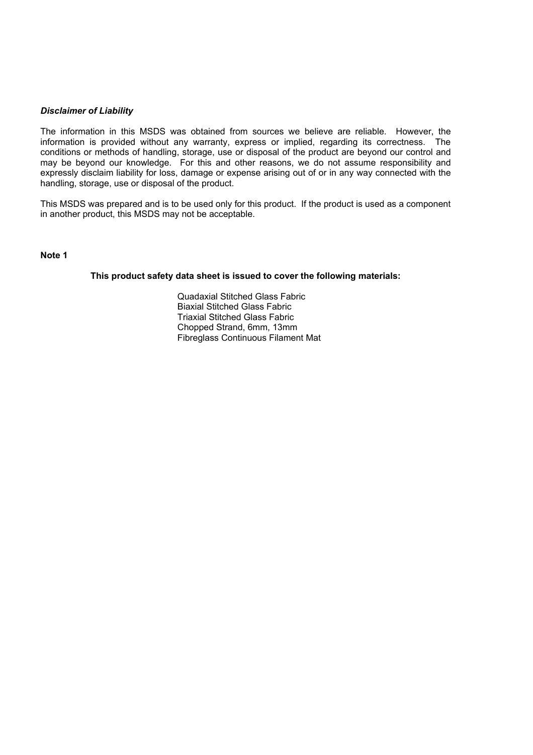***Disclaimer of Liability***

The information in this MSDS was obtained from sources we believe are reliable. However, the information is provided without any warranty, express or implied, regarding its correctness. The conditions or methods of handling, storage, use or disposal of the product are beyond our control and may be beyond our knowledge. For this and other reasons, we do not assume responsibility and expressly disclaim liability for loss, damage or expense arising out of or in any way connected with the handling, storage, use or disposal of the product.

This MSDS was prepared and is to be used only for this product. If the product is used as a component in another product, this MSDS may not be acceptable.

**Note 1**

**This product safety data sheet is issued to cover the following materials:**

Quadaxial Stitched Glass Fabric
Biaxial Stitched Glass Fabric
Triaxial Stitched Glass Fabric
Chopped Strand, 6mm, 13mm
Fibreglass Continuous Filament Mat